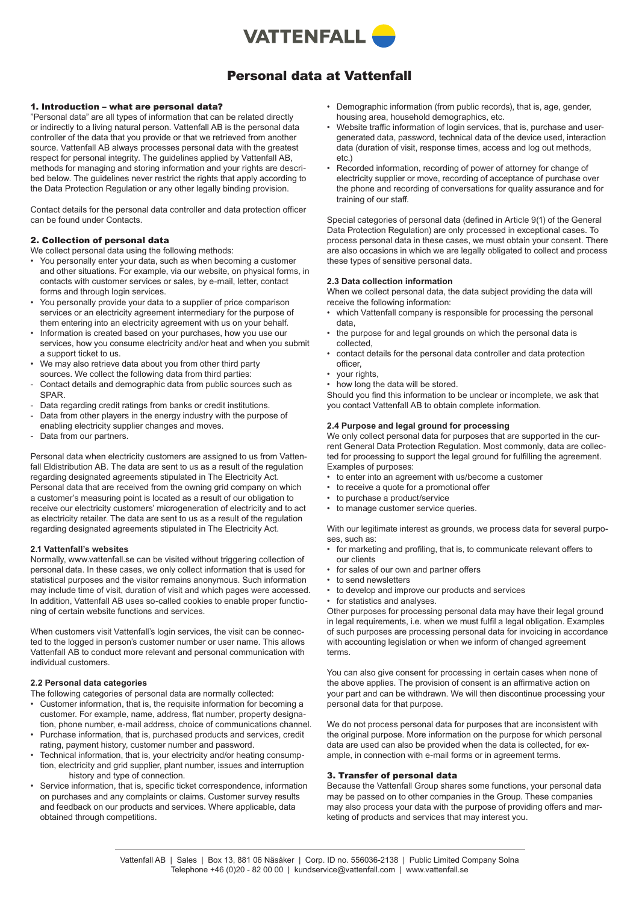# Personal data at Vattenfall

## 1. Introduction – what are personal data?

"Personal data" are all types of information that can be related directly or indirectly to a living natural person. Vattenfall AB is the personal data controller of the data that you provide or that we retrieved from another source. Vattenfall AB always processes personal data with the greatest respect for personal integrity. The guidelines applied by Vattenfall AB, methods for managing and storing information and your rights are described below. The guidelines never restrict the rights that apply according to the Data Protection Regulation or any other legally binding provision.

Contact details for the personal data controller and data protection officer can be found under Contacts.

## 2. Collection of personal data

We collect personal data using the following methods:

- You personally enter your data, such as when becoming a customer and other situations. For example, via our website, on physical forms, in contacts with customer services or sales, by e-mail, letter, contact forms and through login services.
- You personally provide your data to a supplier of price comparison services or an electricity agreement intermediary for the purpose of them entering into an electricity agreement with us on your behalf.
- Information is created based on your purchases, how you use our services, how you consume electricity and/or heat and when you submit a support ticket to us.
- We may also retrieve data about you from other third party sources. We collect the following data from third parties:
  - Contact details and demographic data from public sources such as SPAR.
  - Data regarding credit ratings from banks or credit institutions.
  - Data from other players in the energy industry with the purpose of enabling electricity supplier changes and moves.
  - Data from our partners.

Personal data when electricity customers are assigned to us from Vattenfall Eldistribution AB. The data are sent to us as a result of the regulation regarding designated agreements stipulated in The Electricity Act. Personal data that are received from the owning grid company on which a customer's measuring point is located as a result of our obligation to receive our electricity customers' microgeneration of electricity and to act as electricity retailer. The data are sent to us as a result of the regulation regarding designated agreements stipulated in The Electricity Act.

### 2.1 Vattenfall's websites

Normally, www.vattenfall.se can be visited without triggering collection of personal data. In these cases, we only collect information that is used for statistical purposes and the visitor remains anonymous. Such information may include time of visit, duration of visit and which pages were accessed. In addition, Vattenfall AB uses so-called cookies to enable proper functioning of certain website functions and services.

When customers visit Vattenfall's login services, the visit can be connected to the logged in person's customer number or user name. This allows Vattenfall AB to conduct more relevant and personal communication with individual customers.

### 2.2 Personal data categories

The following categories of personal data are normally collected:

- Customer information, that is, the requisite information for becoming a customer. For example, name, address, flat number, property designation, phone number, e-mail address, choice of communications channel.
- Purchase information, that is, purchased products and services, credit rating, payment history, customer number and password.
- Technical information, that is, your electricity and/or heating consumption, electricity and grid supplier, plant number, issues and interruption history and type of connection.
- Service information, that is, specific ticket correspondence, information on purchases and any complaints or claims. Customer survey results and feedback on our products and services. Where applicable, data obtained through competitions.
- Demographic information (from public records), that is, age, gender, housing area, household demographics, etc.
- Website traffic information of login services, that is, purchase and user-generated data, password, technical data of the device used, interaction data (duration of visit, response times, access and log out methods, etc.)
- Recorded information, recording of power of attorney for change of electricity supplier or move, recording of acceptance of purchase over the phone and recording of conversations for quality assurance and for training of our staff.

Special categories of personal data (defined in Article 9(1) of the General Data Protection Regulation) are only processed in exceptional cases. To process personal data in these cases, we must obtain your consent. There are also occasions in which we are legally obligated to collect and process these types of sensitive personal data.

### 2.3 Data collection information

When we collect personal data, the data subject providing the data will receive the following information:

- which Vattenfall company is responsible for processing the personal data,
- the purpose for and legal grounds on which the personal data is collected,
- contact details for the personal data controller and data protection officer,
- your rights,
- how long the data will be stored.

Should you find this information to be unclear or incomplete, we ask that you contact Vattenfall AB to obtain complete information.

### 2.4 Purpose and legal ground for processing

We only collect personal data for purposes that are supported in the current General Data Protection Regulation. Most commonly, data are collected for processing to support the legal ground for fulfilling the agreement. Examples of purposes:

- to enter into an agreement with us/become a customer
- to receive a quote for a promotional offer
- to purchase a product/service
- to manage customer service queries.

With our legitimate interest as grounds, we process data for several purposes, such as:

- for marketing and profiling, that is, to communicate relevant offers to our clients
- for sales of our own and partner offers
- to send newsletters
- to develop and improve our products and services
- for statistics and analyses.

Other purposes for processing personal data may have their legal ground in legal requirements, i.e. when we must fulfil a legal obligation. Examples of such purposes are processing personal data for invoicing in accordance with accounting legislation or when we inform of changed agreement terms.

You can also give consent for processing in certain cases when none of the above applies. The provision of consent is an affirmative action on your part and can be withdrawn. We will then discontinue processing your personal data for that purpose.

We do not process personal data for purposes that are inconsistent with the original purpose. More information on the purpose for which personal data are used can also be provided when the data is collected, for example, in connection with e-mail forms or in agreement terms.

## 3. Transfer of personal data

Because the Vattenfall Group shares some functions, your personal data may be passed on to other companies in the Group. These companies may also process your data with the purpose of providing offers and marketing of products and services that may interest you.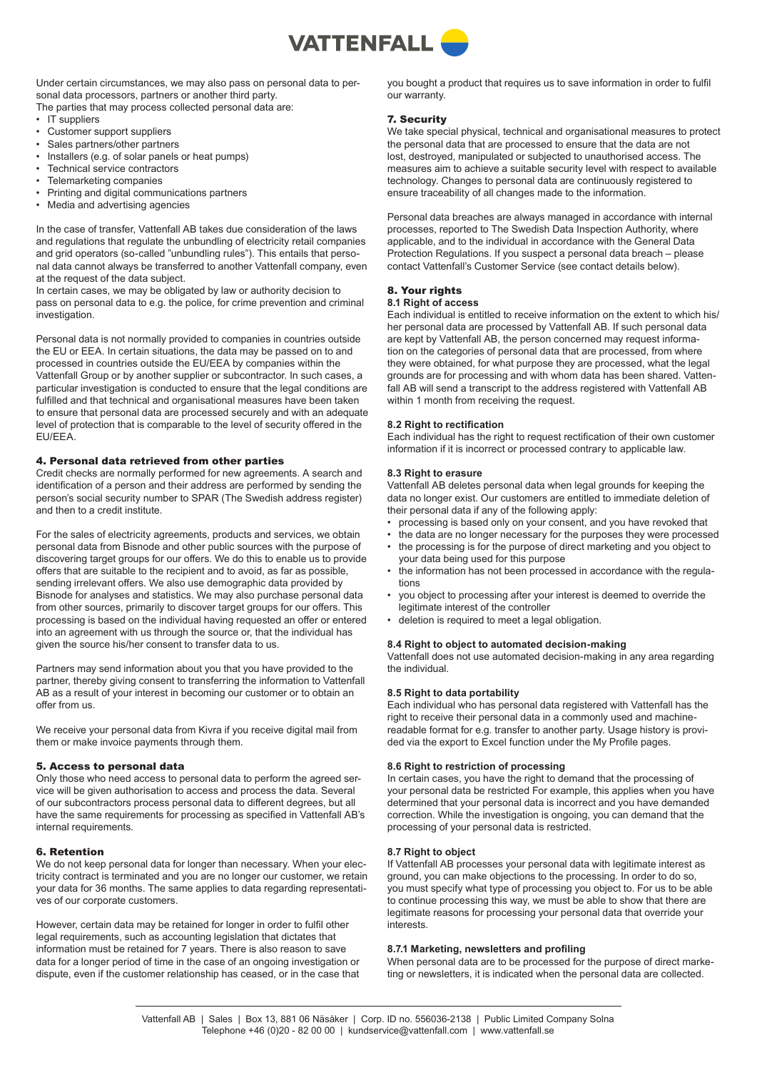Under certain circumstances, we may also pass on personal data to personal data processors, partners or another third party.
The parties that may process collected personal data are:

- IT suppliers
- Customer support suppliers
- Sales partners/other partners
- Installers (e.g. of solar panels or heat pumps)
- Technical service contractors
- Telemarketing companies
- Printing and digital communications partners
- Media and advertising agencies

In the case of transfer, Vattenfall AB takes due consideration of the laws and regulations that regulate the unbundling of electricity retail companies and grid operators (so-called "unbundling rules"). This entails that personal data cannot always be transferred to another Vattenfall company, even at the request of the data subject.
In certain cases, we may be obligated by law or authority decision to pass on personal data to e.g. the police, for crime prevention and criminal investigation.

Personal data is not normally provided to companies in countries outside the EU or EEA. In certain situations, the data may be passed on to and processed in countries outside the EU/EEA by companies within the Vattenfall Group or by another supplier or subcontractor. In such cases, a particular investigation is conducted to ensure that the legal conditions are fulfilled and that technical and organisational measures have been taken to ensure that personal data are processed securely and with an adequate level of protection that is comparable to the level of security offered in the EU/EEA.

## 4. Personal data retrieved from other parties

Credit checks are normally performed for new agreements. A search and identification of a person and their address are performed by sending the person's social security number to SPAR (The Swedish address register) and then to a credit institute.

For the sales of electricity agreements, products and services, we obtain personal data from Bisnode and other public sources with the purpose of discovering target groups for our offers. We do this to enable us to provide offers that are suitable to the recipient and to avoid, as far as possible, sending irrelevant offers. We also use demographic data provided by Bisnode for analyses and statistics. We may also purchase personal data from other sources, primarily to discover target groups for our offers. This processing is based on the individual having requested an offer or entered into an agreement with us through the source or, that the individual has given the source his/her consent to transfer data to us.

Partners may send information about you that you have provided to the partner, thereby giving consent to transferring the information to Vattenfall AB as a result of your interest in becoming our customer or to obtain an offer from us.

We receive your personal data from Kivra if you receive digital mail from them or make invoice payments through them.

## 5. Access to personal data

Only those who need access to personal data to perform the agreed service will be given authorisation to access and process the data. Several of our subcontractors process personal data to different degrees, but all have the same requirements for processing as specified in Vattenfall AB's internal requirements.

## 6. Retention

We do not keep personal data for longer than necessary. When your electricity contract is terminated and you are no longer our customer, we retain your data for 36 months. The same applies to data regarding representatives of our corporate customers.

However, certain data may be retained for longer in order to fulfil other legal requirements, such as accounting legislation that dictates that information must be retained for 7 years. There is also reason to save data for a longer period of time in the case of an ongoing investigation or dispute, even if the customer relationship has ceased, or in the case that you bought a product that requires us to save information in order to fulfil our warranty.

## 7. Security

We take special physical, technical and organisational measures to protect the personal data that are processed to ensure that the data are not lost, destroyed, manipulated or subjected to unauthorised access. The measures aim to achieve a suitable security level with respect to available technology. Changes to personal data are continuously registered to ensure traceability of all changes made to the information.

Personal data breaches are always managed in accordance with internal processes, reported to The Swedish Data Inspection Authority, where applicable, and to the individual in accordance with the General Data Protection Regulations. If you suspect a personal data breach – please contact Vattenfall's Customer Service (see contact details below).

## 8. Your rights

### 8.1 Right of access

Each individual is entitled to receive information on the extent to which his/her personal data are processed by Vattenfall AB. If such personal data are kept by Vattenfall AB, the person concerned may request information on the categories of personal data that are processed, from where they were obtained, for what purpose they are processed, what the legal grounds are for processing and with whom data has been shared. Vattenfall AB will send a transcript to the address registered with Vattenfall AB within 1 month from receiving the request.

### 8.2 Right to rectification

Each individual has the right to request rectification of their own customer information if it is incorrect or processed contrary to applicable law.

### 8.3 Right to erasure

Vattenfall AB deletes personal data when legal grounds for keeping the data no longer exist. Our customers are entitled to immediate deletion of their personal data if any of the following apply:

- processing is based only on your consent, and you have revoked that
- the data are no longer necessary for the purposes they were processed
- the processing is for the purpose of direct marketing and you object to your data being used for this purpose
- the information has not been processed in accordance with the regulations
- you object to processing after your interest is deemed to override the legitimate interest of the controller
- deletion is required to meet a legal obligation.

### 8.4 Right to object to automated decision-making

Vattenfall does not use automated decision-making in any area regarding the individual.

### 8.5 Right to data portability

Each individual who has personal data registered with Vattenfall has the right to receive their personal data in a commonly used and machine-readable format for e.g. transfer to another party. Usage history is provided via the export to Excel function under the My Profile pages.

### 8.6 Right to restriction of processing

In certain cases, you have the right to demand that the processing of your personal data be restricted For example, this applies when you have determined that your personal data is incorrect and you have demanded correction. While the investigation is ongoing, you can demand that the processing of your personal data is restricted.

### 8.7 Right to object

If Vattenfall AB processes your personal data with legitimate interest as ground, you can make objections to the processing. In order to do so, you must specify what type of processing you object to. For us to be able to continue processing this way, we must be able to show that there are legitimate reasons for processing your personal data that override your interests.

#### 8.7.1 Marketing, newsletters and profiling

When personal data are to be processed for the purpose of direct marketing or newsletters, it is indicated when the personal data are collected.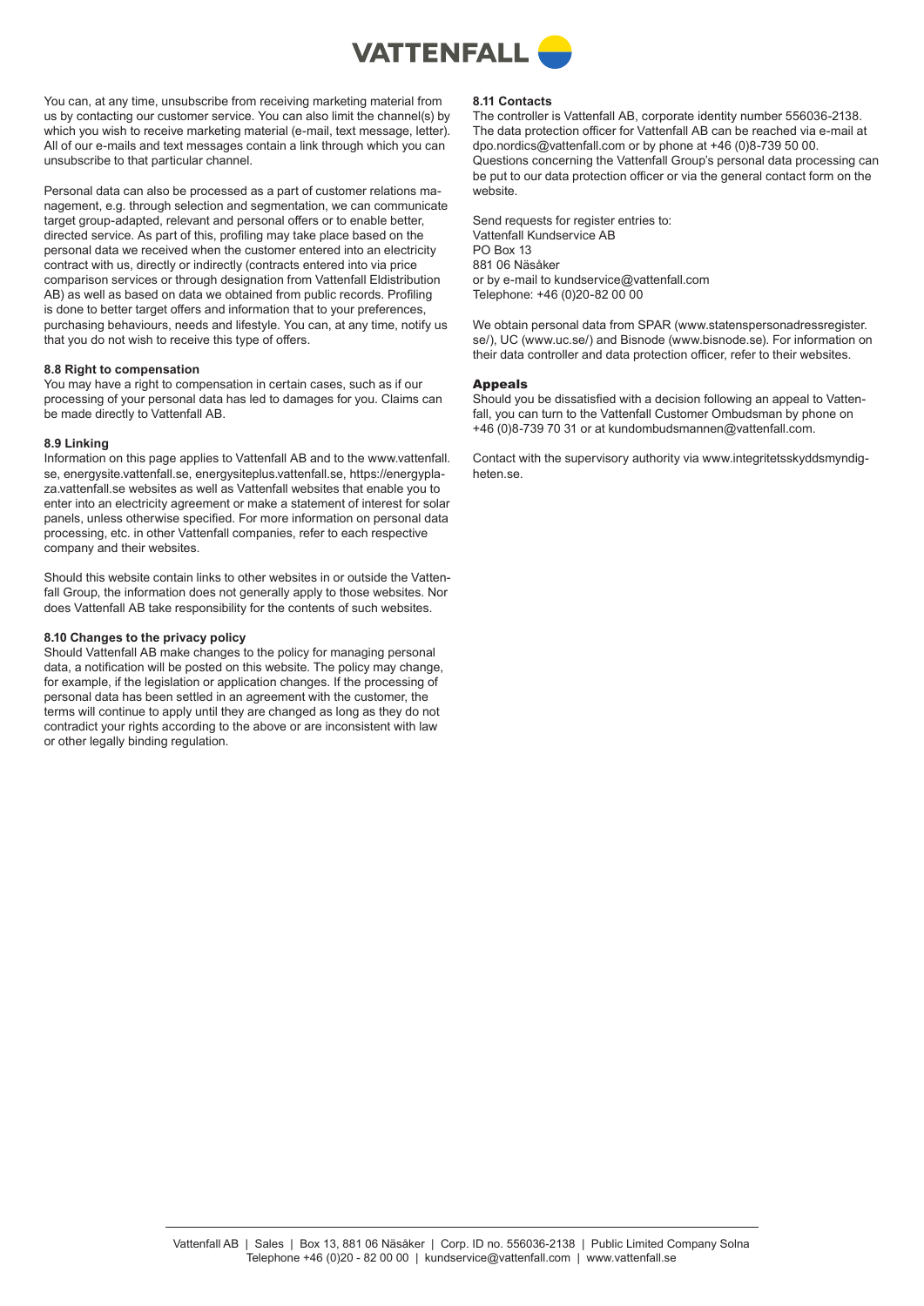You can, at any time, unsubscribe from receiving marketing material from us by contacting our customer service. You can also limit the channel(s) by which you wish to receive marketing material (e-mail, text message, letter). All of our e-mails and text messages contain a link through which you can unsubscribe to that particular channel.

Personal data can also be processed as a part of customer relations management, e.g. through selection and segmentation, we can communicate target group-adapted, relevant and personal offers or to enable better, directed service. As part of this, profiling may take place based on the personal data we received when the customer entered into an electricity contract with us, directly or indirectly (contracts entered into via price comparison services or through designation from Vattenfall Eldistribution AB) as well as based on data we obtained from public records. Profiling is done to better target offers and information that to your preferences, purchasing behaviours, needs and lifestyle. You can, at any time, notify us that you do not wish to receive this type of offers.

### 8.8 Right to compensation

You may have a right to compensation in certain cases, such as if our processing of your personal data has led to damages for you. Claims can be made directly to Vattenfall AB.

### 8.9 Linking

Information on this page applies to Vattenfall AB and to the www.vattenfall.se, energysite.vattenfall.se, energysiteplus.vattenfall.se, https://energyplaza.vattenfall.se websites as well as Vattenfall websites that enable you to enter into an electricity agreement or make a statement of interest for solar panels, unless otherwise specified. For more information on personal data processing, etc. in other Vattenfall companies, refer to each respective company and their websites.

Should this website contain links to other websites in or outside the Vattenfall Group, the information does not generally apply to those websites. Nor does Vattenfall AB take responsibility for the contents of such websites.

### 8.10 Changes to the privacy policy

Should Vattenfall AB make changes to the policy for managing personal data, a notification will be posted on this website. The policy may change, for example, if the legislation or application changes. If the processing of personal data has been settled in an agreement with the customer, the terms will continue to apply until they are changed as long as they do not contradict your rights according to the above or are inconsistent with law or other legally binding regulation.

### 8.11 Contacts

The controller is Vattenfall AB, corporate identity number 556036-2138. The data protection officer for Vattenfall AB can be reached via e-mail at dpo.nordics@vattenfall.com or by phone at +46 (0)8-739 50 00. Questions concerning the Vattenfall Group's personal data processing can be put to our data protection officer or via the general contact form on the website.

Send requests for register entries to:
Vattenfall Kundservice AB
PO Box 13
881 06 Näsåker
or by e-mail to kundservice@vattenfall.com
Telephone: +46 (0)20-82 00 00

We obtain personal data from SPAR (www.statenspersonadressregister.se/), UC (www.uc.se/) and Bisnode (www.bisnode.se). For information on their data controller and data protection officer, refer to their websites.

## Appeals

Should you be dissatisfied with a decision following an appeal to Vattenfall, you can turn to the Vattenfall Customer Ombudsman by phone on +46 (0)8-739 70 31 or at kundombudsmannen@vattenfall.com.

Contact with the supervisory authority via www.integritetsskyddsmyndigheten.se.